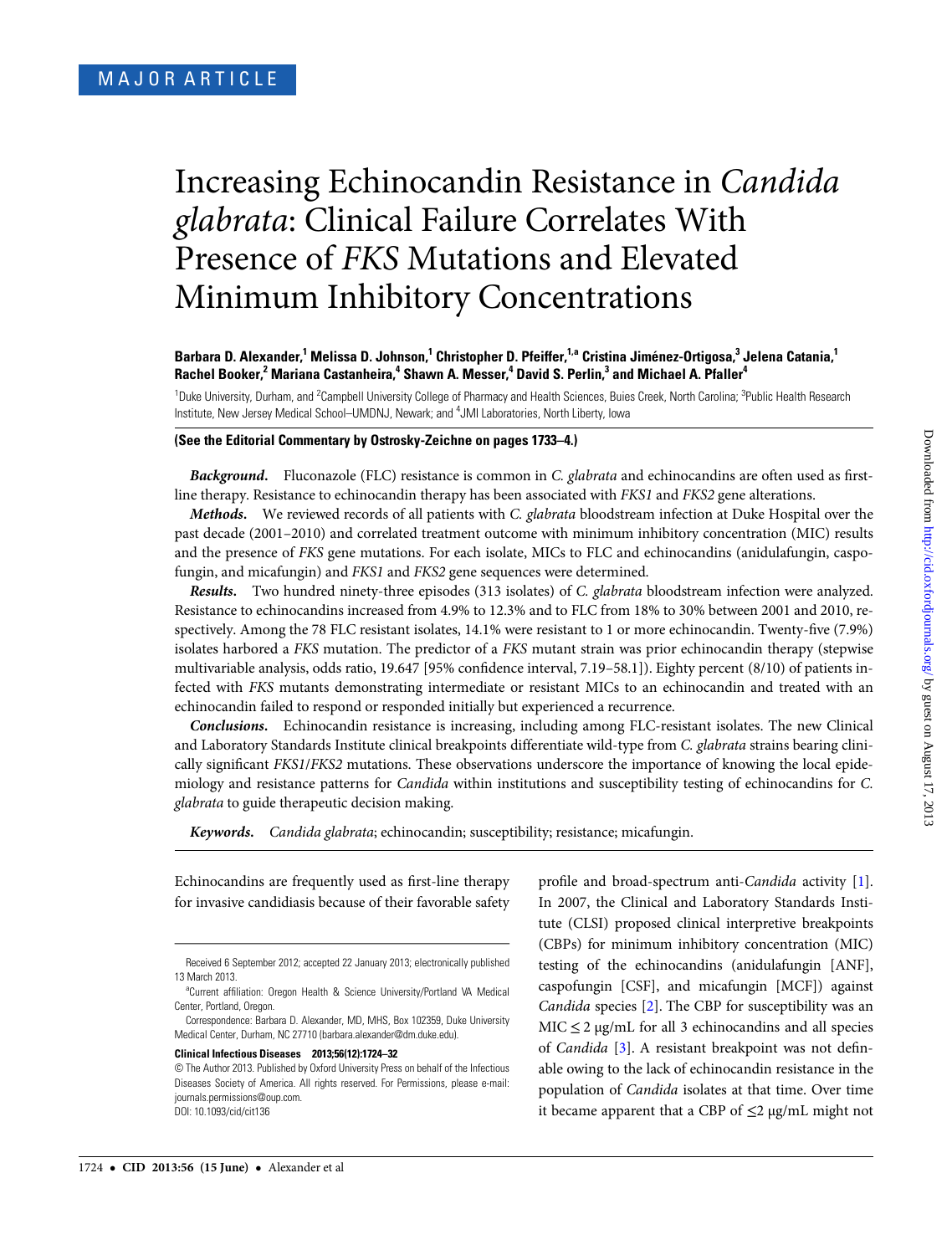MAJOR ARTICLE

# Increasing Echinocandin Resistance in *Candida glabrata*: Clinical Failure Correlates With Presence of *FKS* Mutations and Elevated Minimum Inhibitory Concentrations

**Barbara D. Alexander,[1] Melissa D. Johnson,[1] Christopher D. Pfeiffer,[1,a] Cristina Jiménez-Ortigosa,[3] Jelena Catania,[1] Rachel Booker,[2] Mariana Castanheira,[4] Shawn A. Messer,[4] David S. Perlin,[3] and Michael A. Pfaller[4]**

[1]Duke University, Durham, and [2]Campbell University College of Pharmacy and Health Sciences, Buies Creek, North Carolina; [3]Public Health Research Institute, New Jersey Medical School–UMDNJ, Newark; and [4]JMI Laboratories, North Liberty, Iowa

**(See the Editorial Commentary by Ostrosky-Zeichner on pages 1733–4.)**

***Background.*** Fluconazole (FLC) resistance is common in *C. glabrata* and echinocandins are often used as first-line therapy. Resistance to echinocandin therapy has been associated with *FKS1* and *FKS2* gene alterations.

***Methods.*** We reviewed records of all patients with *C. glabrata* bloodstream infection at Duke Hospital over the past decade (2001–2010) and correlated treatment outcome with minimum inhibitory concentration (MIC) results and the presence of *FKS* gene mutations. For each isolate, MICs to FLC and echinocandins (anidulafungin, caspofungin, and micafungin) and *FKS1* and *FKS2* gene sequences were determined.

***Results.*** Two hundred ninety-three episodes (313 isolates) of *C. glabrata* bloodstream infection were analyzed. Resistance to echinocandins increased from 4.9% to 12.3% and to FLC from 18% to 30% between 2001 and 2010, respectively. Among the 78 FLC resistant isolates, 14.1% were resistant to 1 or more echinocandin. Twenty-five (7.9%) isolates harbored a *FKS* mutation. The predictor of a *FKS* mutant strain was prior echinocandin therapy (stepwise multivariable analysis, odds ratio, 19.647 [95% confidence interval, 7.19–58.1]). Eighty percent (8/10) of patients infected with *FKS* mutants demonstrating intermediate or resistant MICs to an echinocandin and treated with an echinocandin failed to respond or responded initially but experienced a recurrence.

***Conclusions.*** Echinocandin resistance is increasing, including among FLC-resistant isolates. The new Clinical and Laboratory Standards Institute clinical breakpoints differentiate wild-type from *C. glabrata* strains bearing clinically significant *FKS1*/*FKS2* mutations. These observations underscore the importance of knowing the local epidemiology and resistance patterns for *Candida* within institutions and susceptibility testing of echinocandins for *C. glabrata* to guide therapeutic decision making.

***Keywords.*** *Candida glabrata*; echinocandin; susceptibility; resistance; micafungin.

Echinocandins are frequently used as first-line therapy for invasive candidiasis because of their favorable safety profile and broad-spectrum anti-*Candida* activity [1]. In 2007, the Clinical and Laboratory Standards Institute (CLSI) proposed clinical interpretive breakpoints (CBPs) for minimum inhibitory concentration (MIC) testing of the echinocandins (anidulafungin [ANF], caspofungin [CSF], and micafungin [MCF]) against *Candida* species [2]. The CBP for susceptibility was an MIC ≤ 2 µg/mL for all 3 echinocandins and all species of *Candida* [3]. A resistant breakpoint was not definable owing to the lack of echinocandin resistance in the population of *Candida* isolates at that time. Over time it became apparent that a CBP of ≤2 µg/mL might not

Received 6 September 2012; accepted 22 January 2013; electronically published 13 March 2013.

[a]Current affiliation: Oregon Health & Science University/Portland VA Medical Center, Portland, Oregon.

Correspondence: Barbara D. Alexander, MD, MHS, Box 102359, Duke University Medical Center, Durham, NC 27710 (barbara.alexander@dm.duke.edu).

**Clinical Infectious Diseases 2013;56(12):1724–32**

© The Author 2013. Published by Oxford University Press on behalf of the Infectious Diseases Society of America. All rights reserved. For Permissions, please e-mail: journals.permissions@oup.com.
DOI: 10.1093/cid/cit136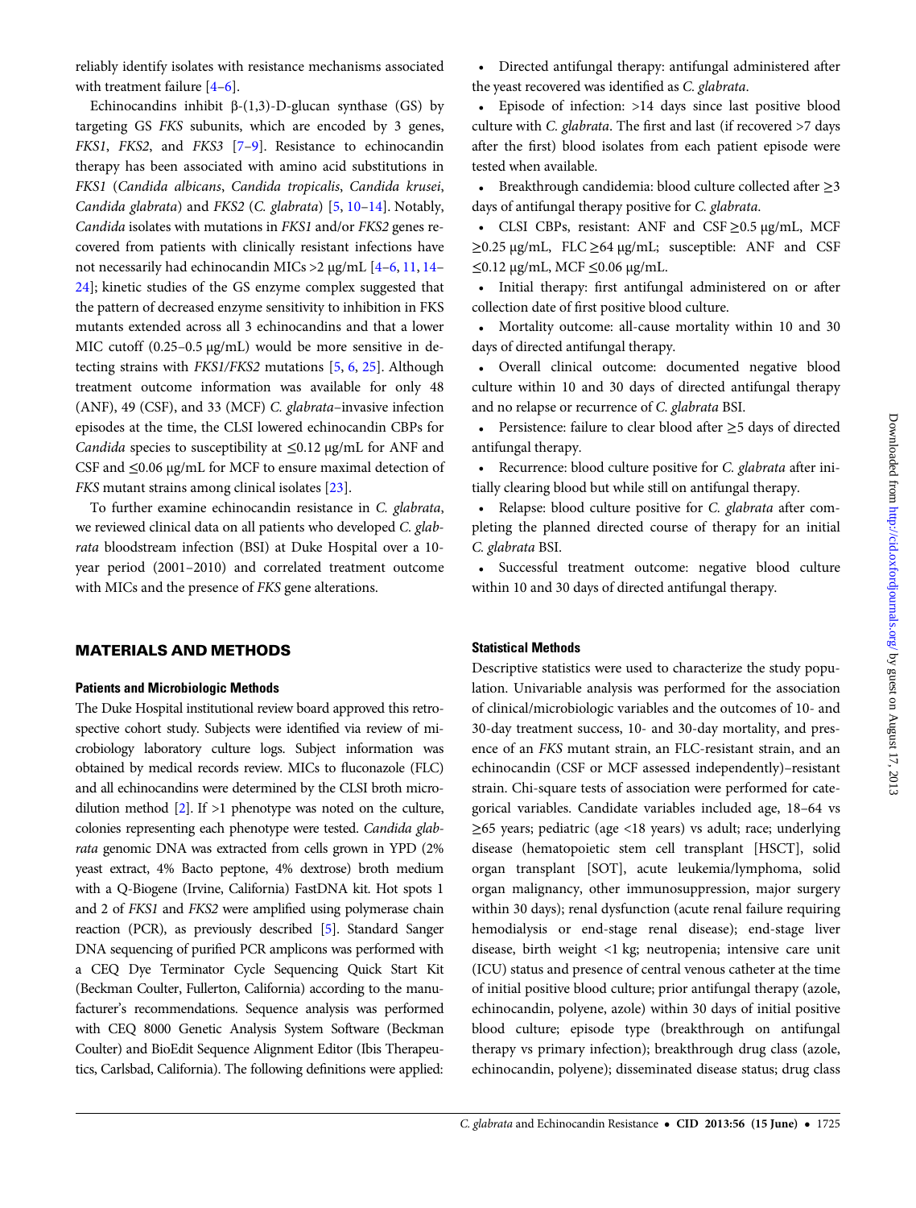reliably identify isolates with resistance mechanisms associated with treatment failure [4–6].

Echinocandins inhibit β-(1,3)-D-glucan synthase (GS) by targeting GS *FKS* subunits, which are encoded by 3 genes, *FKS1*, *FKS2*, and *FKS3* [7–9]. Resistance to echinocandin therapy has been associated with amino acid substitutions in *FKS1* (*Candida albicans*, *Candida tropicalis*, *Candida krusei*, *Candida glabrata*) and *FKS2* (*C. glabrata*) [5, 10–14]. Notably, *Candida* isolates with mutations in *FKS1* and/or *FKS2* genes recovered from patients with clinically resistant infections have not necessarily had echinocandin MICs >2 µg/mL [4–6, 11, 14–24]; kinetic studies of the GS enzyme complex suggested that the pattern of decreased enzyme sensitivity to inhibition in FKS mutants extended across all 3 echinocandins and that a lower MIC cutoff (0.25–0.5 µg/mL) would be more sensitive in detecting strains with *FKS1/FKS2* mutations [5, 6, 25]. Although treatment outcome information was available for only 48 (ANF), 49 (CSF), and 33 (MCF) *C. glabrata*–invasive infection episodes at the time, the CLSI lowered echinocandin CBPs for *Candida* species to susceptibility at ≤0.12 µg/mL for ANF and CSF and ≤0.06 µg/mL for MCF to ensure maximal detection of *FKS* mutant strains among clinical isolates [23].

To further examine echinocandin resistance in *C. glabrata*, we reviewed clinical data on all patients who developed *C. glabrata* bloodstream infection (BSI) at Duke Hospital over a 10-year period (2001–2010) and correlated treatment outcome with MICs and the presence of *FKS* gene alterations.

## MATERIALS AND METHODS

### Patients and Microbiologic Methods

The Duke Hospital institutional review board approved this retrospective cohort study. Subjects were identified via review of microbiology laboratory culture logs. Subject information was obtained by medical records review. MICs to fluconazole (FLC) and all echinocandins were determined by the CLSI broth microdilution method [2]. If >1 phenotype was noted on the culture, colonies representing each phenotype were tested. *Candida glabrata* genomic DNA was extracted from cells grown in YPD (2% yeast extract, 4% Bacto peptone, 4% dextrose) broth medium with a Q-Biogene (Irvine, California) FastDNA kit. Hot spots 1 and 2 of *FKS1* and *FKS2* were amplified using polymerase chain reaction (PCR), as previously described [5]. Standard Sanger DNA sequencing of purified PCR amplicons was performed with a CEQ Dye Terminator Cycle Sequencing Quick Start Kit (Beckman Coulter, Fullerton, California) according to the manufacturer's recommendations. Sequence analysis was performed with CEQ 8000 Genetic Analysis System Software (Beckman Coulter) and BioEdit Sequence Alignment Editor (Ibis Therapeutics, Carlsbad, California). The following definitions were applied:

- Directed antifungal therapy: antifungal administered after the yeast recovered was identified as *C. glabrata*.
- Episode of infection: >14 days since last positive blood culture with *C. glabrata*. The first and last (if recovered >7 days after the first) blood isolates from each patient episode were tested when available.
- Breakthrough candidemia: blood culture collected after ≥3 days of antifungal therapy positive for *C. glabrata*.
- CLSI CBPs, resistant: ANF and CSF ≥0.5 µg/mL, MCF ≥0.25 µg/mL, FLC ≥64 µg/mL; susceptible: ANF and CSF ≤0.12 µg/mL, MCF ≤0.06 µg/mL.
- Initial therapy: first antifungal administered on or after collection date of first positive blood culture.
- Mortality outcome: all-cause mortality within 10 and 30 days of directed antifungal therapy.
- Overall clinical outcome: documented negative blood culture within 10 and 30 days of directed antifungal therapy and no relapse or recurrence of *C. glabrata* BSI.
- Persistence: failure to clear blood after ≥5 days of directed antifungal therapy.
- Recurrence: blood culture positive for *C. glabrata* after initially clearing blood but while still on antifungal therapy.
- Relapse: blood culture positive for *C. glabrata* after completing the planned directed course of therapy for an initial *C. glabrata* BSI.
- Successful treatment outcome: negative blood culture within 10 and 30 days of directed antifungal therapy.

### Statistical Methods

Descriptive statistics were used to characterize the study population. Univariable analysis was performed for the association of clinical/microbiologic variables and the outcomes of 10- and 30-day treatment success, 10- and 30-day mortality, and presence of an *FKS* mutant strain, an FLC-resistant strain, and an echinocandin (CSF or MCF assessed independently)–resistant strain. Chi-square tests of association were performed for categorical variables. Candidate variables included age, 18–64 vs ≥65 years; pediatric (age <18 years) vs adult; race; underlying disease (hematopoietic stem cell transplant [HSCT], solid organ transplant [SOT], acute leukemia/lymphoma, solid organ malignancy, other immunosuppression, major surgery within 30 days); renal dysfunction (acute renal failure requiring hemodialysis or end-stage renal disease); end-stage liver disease, birth weight <1 kg; neutropenia; intensive care unit (ICU) status and presence of central venous catheter at the time of initial positive blood culture; prior antifungal therapy (azole, echinocandin, polyene, azole) within 30 days of initial positive blood culture; episode type (breakthrough on antifungal therapy vs primary infection); breakthrough drug class (azole, echinocandin, polyene); disseminated disease status; drug class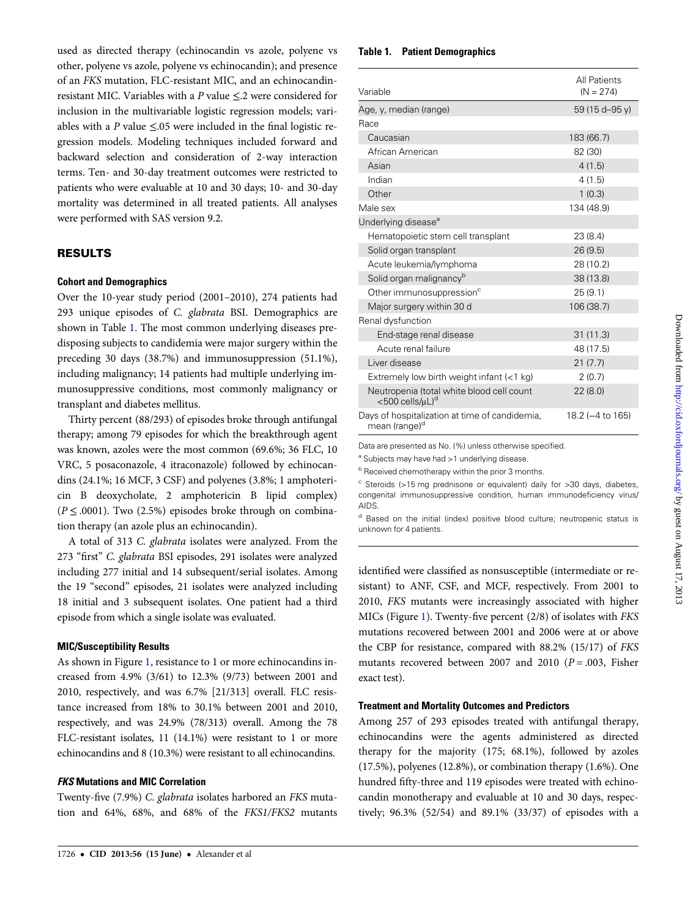used as directed therapy (echinocandin vs azole, polyene vs other, polyene vs azole, polyene vs echinocandin); and presence of an *FKS* mutation, FLC-resistant MIC, and an echinocandin-resistant MIC. Variables with a *P* value ≤.2 were considered for inclusion in the multivariable logistic regression models; variables with a *P* value ≤.05 were included in the final logistic regression models. Modeling techniques included forward and backward selection and consideration of 2-way interaction terms. Ten- and 30-day treatment outcomes were restricted to patients who were evaluable at 10 and 30 days; 10- and 30-day mortality was determined in all treated patients. All analyses were performed with SAS version 9.2.

## RESULTS

### Cohort and Demographics

Over the 10-year study period (2001–2010), 274 patients had 293 unique episodes of *C. glabrata* BSI. Demographics are shown in Table 1. The most common underlying diseases predisposing subjects to candidemia were major surgery within the preceding 30 days (38.7%) and immunosuppression (51.1%), including malignancy; 14 patients had multiple underlying immunosuppressive conditions, most commonly malignancy or transplant and diabetes mellitus.

Thirty percent (88/293) of episodes broke through antifungal therapy; among 79 episodes for which the breakthrough agent was known, azoles were the most common (69.6%; 36 FLC, 10 VRC, 5 posaconazole, 4 itraconazole) followed by echinocandins (24.1%; 16 MCF, 3 CSF) and polyenes (3.8%; 1 amphotericin B deoxycholate, 2 amphotericin B lipid complex) ($P \leq .0001$). Two (2.5%) episodes broke through on combination therapy (an azole plus an echinocandin).

A total of 313 *C. glabrata* isolates were analyzed. From the 273 "first" *C. glabrata* BSI episodes, 291 isolates were analyzed including 277 initial and 14 subsequent/serial isolates. Among the 19 "second" episodes, 21 isolates were analyzed including 18 initial and 3 subsequent isolates. One patient had a third episode from which a single isolate was evaluated.

### MIC/Susceptibility Results

As shown in Figure 1, resistance to 1 or more echinocandins increased from 4.9% (3/61) to 12.3% (9/73) between 2001 and 2010, respectively, and was 6.7% [21/313] overall. FLC resistance increased from 18% to 30.1% between 2001 and 2010, respectively, and was 24.9% (78/313) overall. Among the 78 FLC-resistant isolates, 11 (14.1%) were resistant to 1 or more echinocandins and 8 (10.3%) were resistant to all echinocandins.

### *FKS* Mutations and MIC Correlation

Twenty-five (7.9%) *C. glabrata* isolates harbored an *FKS* mutation and 64%, 68%, and 68% of the *FKS1*/*FKS2* mutants identified were classified as nonsusceptible (intermediate or resistant) to ANF, CSF, and MCF, respectively. From 2001 to 2010, *FKS* mutants were increasingly associated with higher MICs (Figure 1). Twenty-five percent (2/8) of isolates with *FKS* mutations recovered between 2001 and 2006 were at or above the CBP for resistance, compared with 88.2% (15/17) of *FKS* mutants recovered between 2007 and 2010 ($P = .003$, Fisher exact test).

### Treatment and Mortality Outcomes and Predictors

Among 257 of 293 episodes treated with antifungal therapy, echinocandins were the agents administered as directed therapy for the majority (175; 68.1%), followed by azoles (17.5%), polyenes (12.8%), or combination therapy (1.6%). One hundred fifty-three and 119 episodes were treated with echinocandin monotherapy and evaluable at 10 and 30 days, respectively; 96.3% (52/54) and 89.1% (33/37) of episodes with a

**Table 1. Patient Demographics**

| Variable | All Patients (N = 274) |
|---|---|
| Age, y, median (range) | 59 (15 d–95 y) |
| Race | |
| Caucasian | 183 (66.7) |
| African American | 82 (30) |
| Asian | 4 (1.5) |
| Indian | 4 (1.5) |
| Other | 1 (0.3) |
| Male sex | 134 (48.9) |
| Underlying disease[a] | |
| Hematopoietic stem cell transplant | 23 (8.4) |
| Solid organ transplant | 26 (9.5) |
| Acute leukemia/lymphoma | 28 (10.2) |
| Solid organ malignancy[b] | 38 (13.8) |
| Other immunosuppression[c] | 25 (9.1) |
| Major surgery within 30 d | 106 (38.7) |
| Renal dysfunction | |
| End-stage renal disease | 31 (11.3) |
| Acute renal failure | 48 (17.5) |
| Liver disease | 21 (7.7) |
| Extremely low birth weight infant (<1 kg) | 2 (0.7) |
| Neutropenia (total white blood cell count <500 cells/μL)[d] | 22 (8.0) |
| Days of hospitalization at time of candidemia, mean (range)[d] | 18.2 (−4 to 165) |

Data are presented as No. (%) unless otherwise specified.

[a] Subjects may have had >1 underlying disease.

[b] Received chemotherapy within the prior 3 months.

[c] Steroids (>15 mg prednisone or equivalent) daily for >30 days, diabetes, congenital immunosuppressive condition, human immunodeficiency virus/AIDS.

[d] Based on the initial (index) positive blood culture; neutropenic status is unknown for 4 patients.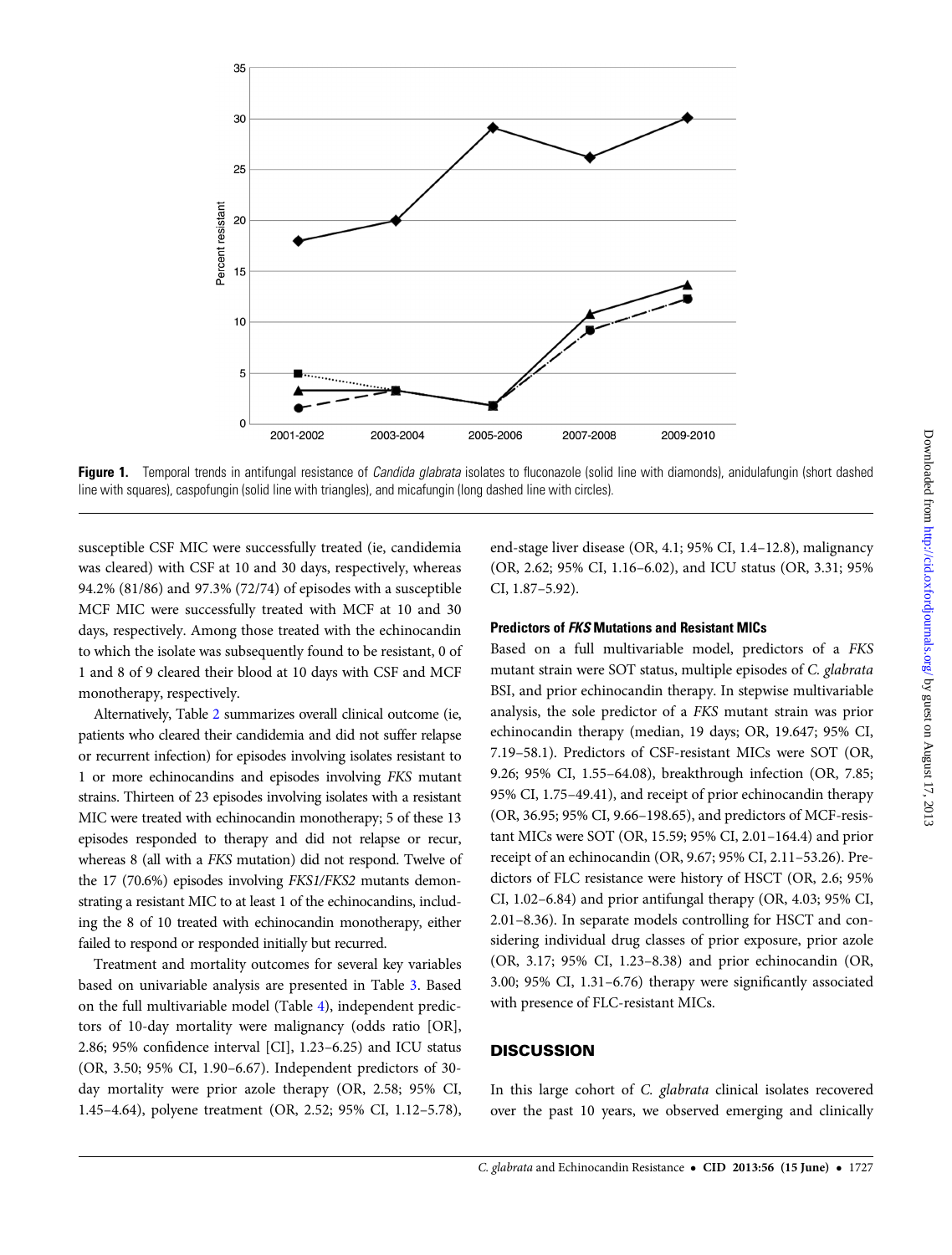Figure 1. Temporal trends in antifungal resistance of *Candida glabrata* isolates to fluconazole (solid line with diamonds), anidulafungin (short dashed line with squares), caspofungin (solid line with triangles), and micafungin (long dashed line with circles).

susceptible CSF MIC were successfully treated (ie, candidemia was cleared) with CSF at 10 and 30 days, respectively, whereas 94.2% (81/86) and 97.3% (72/74) of episodes with a susceptible MCF MIC were successfully treated with MCF at 10 and 30 days, respectively. Among those treated with the echinocandin to which the isolate was subsequently found to be resistant, 0 of 1 and 8 of 9 cleared their blood at 10 days with CSF and MCF monotherapy, respectively.

Alternatively, Table 2 summarizes overall clinical outcome (ie, patients who cleared their candidemia and did not suffer relapse or recurrent infection) for episodes involving isolates resistant to 1 or more echinocandins and episodes involving *FKS* mutant strains. Thirteen of 23 episodes involving isolates with a resistant MIC were treated with echinocandin monotherapy; 5 of these 13 episodes responded to therapy and did not relapse or recur, whereas 8 (all with a *FKS* mutation) did not respond. Twelve of the 17 (70.6%) episodes involving *FKS1/FKS2* mutants demonstrating a resistant MIC to at least 1 of the echinocandins, including the 8 of 10 treated with echinocandin monotherapy, either failed to respond or responded initially but recurred.

Treatment and mortality outcomes for several key variables based on univariable analysis are presented in Table 3. Based on the full multivariable model (Table 4), independent predictors of 10-day mortality were malignancy (odds ratio [OR], 2.86; 95% confidence interval [CI], 1.23–6.25) and ICU status (OR, 3.50; 95% CI, 1.90–6.67). Independent predictors of 30-day mortality were prior azole therapy (OR, 2.58; 95% CI, 1.45–4.64), polyene treatment (OR, 2.52; 95% CI, 1.12–5.78), end-stage liver disease (OR, 4.1; 95% CI, 1.4–12.8), malignancy (OR, 2.62; 95% CI, 1.16–6.02), and ICU status (OR, 3.31; 95% CI, 1.87–5.92).

### Predictors of *FKS* Mutations and Resistant MICs

Based on a full multivariable model, predictors of a *FKS* mutant strain were SOT status, multiple episodes of *C. glabrata* BSI, and prior echinocandin therapy. In stepwise multivariable analysis, the sole predictor of a *FKS* mutant strain was prior echinocandin therapy (median, 19 days; OR, 19.647; 95% CI, 7.19–58.1). Predictors of CSF-resistant MICs were SOT (OR, 9.26; 95% CI, 1.55–64.08), breakthrough infection (OR, 7.85; 95% CI, 1.75–49.41), and receipt of prior echinocandin therapy (OR, 36.95; 95% CI, 9.66–198.65), and predictors of MCF-resistant MICs were SOT (OR, 15.59; 95% CI, 2.01–164.4) and prior receipt of an echinocandin (OR, 9.67; 95% CI, 2.11–53.26). Predictors of FLC resistance were history of HSCT (OR, 2.6; 95% CI, 1.02–6.84) and prior antifungal therapy (OR, 4.03; 95% CI, 2.01–8.36). In separate models controlling for HSCT and considering individual drug classes of prior exposure, prior azole (OR, 3.17; 95% CI, 1.23–8.38) and prior echinocandin (OR, 3.00; 95% CI, 1.31–6.76) therapy were significantly associated with presence of FLC-resistant MICs.

## DISCUSSION

In this large cohort of *C. glabrata* clinical isolates recovered over the past 10 years, we observed emerging and clinically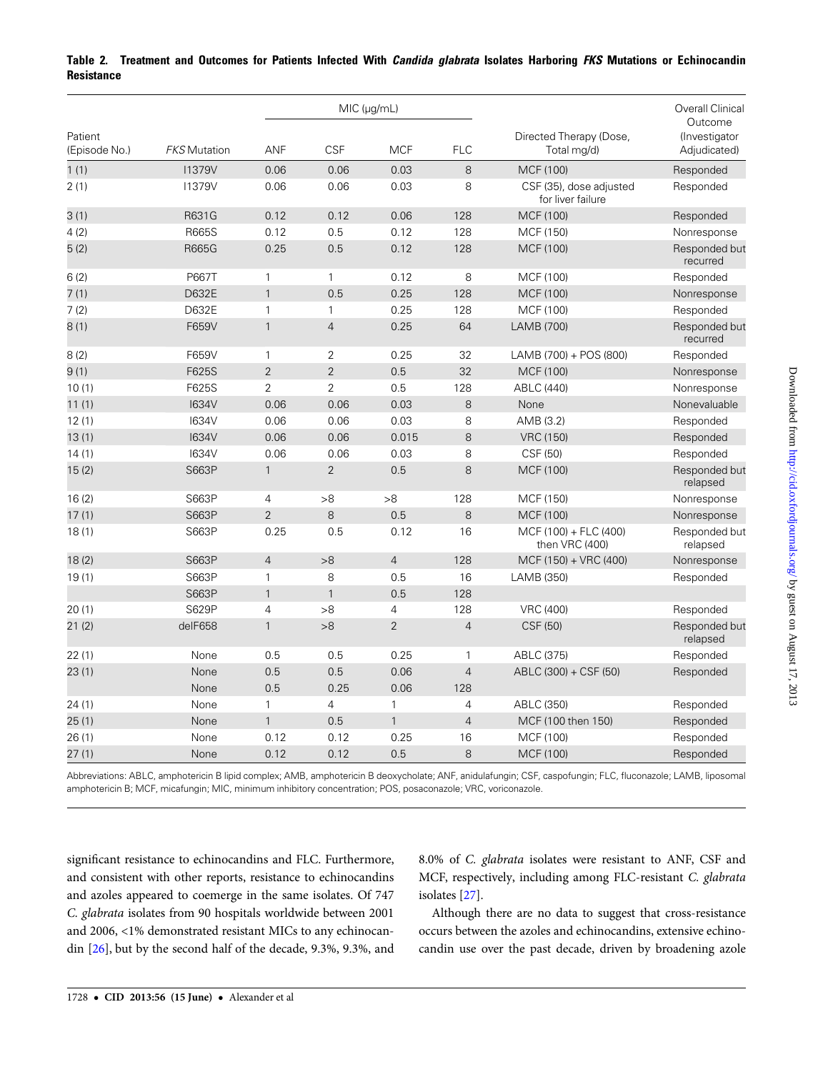**Table 2. Treatment and Outcomes for Patients Infected With *Candida glabrata* Isolates Harboring *FKS* Mutations or Echinocandin Resistance**

| Patient (Episode No.) | *FKS* Mutation | MIC (µg/mL) | | | | Directed Therapy (Dose, Total mg/d) | Overall Clinical Outcome (Investigator Adjudicated) |
|---|---|---|---|---|---|---|---|
| | | ANF | CSF | MCF | FLC | | |
| 1 (1) | I1379V | 0.06 | 0.06 | 0.03 | 8 | MCF (100) | Responded |
| 2 (1) | I1379V | 0.06 | 0.06 | 0.03 | 8 | CSF (35), dose adjusted for liver failure | Responded |
| 3 (1) | R631G | 0.12 | 0.12 | 0.06 | 128 | MCF (100) | Responded |
| 4 (2) | R665S | 0.12 | 0.5 | 0.12 | 128 | MCF (150) | Nonresponse |
| 5 (2) | R665G | 0.25 | 0.5 | 0.12 | 128 | MCF (100) | Responded but recurred |
| 6 (2) | P667T | 1 | 1 | 0.12 | 8 | MCF (100) | Responded |
| 7 (1) | D632E | 1 | 0.5 | 0.25 | 128 | MCF (100) | Nonresponse |
| 7 (2) | D632E | 1 | 1 | 0.25 | 128 | MCF (100) | Responded |
| 8 (1) | F659V | 1 | 4 | 0.25 | 64 | LAMB (700) | Responded but recurred |
| 8 (2) | F659V | 1 | 2 | 0.25 | 32 | LAMB (700) + POS (800) | Responded |
| 9 (1) | F625S | 2 | 2 | 0.5 | 32 | MCF (100) | Nonresponse |
| 10 (1) | F625S | 2 | 2 | 0.5 | 128 | ABLC (440) | Nonresponse |
| 11 (1) | I634V | 0.06 | 0.06 | 0.03 | 8 | None | Nonevaluable |
| 12 (1) | I634V | 0.06 | 0.06 | 0.03 | 8 | AMB (3.2) | Responded |
| 13 (1) | I634V | 0.06 | 0.06 | 0.015 | 8 | VRC (150) | Responded |
| 14 (1) | I634V | 0.06 | 0.06 | 0.03 | 8 | CSF (50) | Responded |
| 15 (2) | S663P | 1 | 2 | 0.5 | 8 | MCF (100) | Responded but relapsed |
| 16 (2) | S663P | 4 | >8 | >8 | 128 | MCF (150) | Nonresponse |
| 17 (1) | S663P | 2 | 8 | 0.5 | 8 | MCF (100) | Nonresponse |
| 18 (1) | S663P | 0.25 | 0.5 | 0.12 | 16 | MCF (100) + FLC (400) then VRC (400) | Responded but relapsed |
| 18 (2) | S663P | 4 | >8 | 4 | 128 | MCF (150) + VRC (400) | Nonresponse |
| 19 (1) | S663P | 1 | 8 | 0.5 | 16 | LAMB (350) | Responded |
| | S663P | 1 | 1 | 0.5 | 128 | | |
| 20 (1) | S629P | 4 | >8 | 4 | 128 | VRC (400) | Responded |
| 21 (2) | delF658 | 1 | >8 | 2 | 4 | CSF (50) | Responded but relapsed |
| 22 (1) | None | 0.5 | 0.5 | 0.25 | 1 | ABLC (375) | Responded |
| 23 (1) | None | 0.5 | 0.5 | 0.06 | 4 | ABLC (300) + CSF (50) | Responded |
| | None | 0.5 | 0.25 | 0.06 | 128 | | |
| 24 (1) | None | 1 | 4 | 1 | 4 | ABLC (350) | Responded |
| 25 (1) | None | 1 | 0.5 | 1 | 4 | MCF (100 then 150) | Responded |
| 26 (1) | None | 0.12 | 0.12 | 0.25 | 16 | MCF (100) | Responded |
| 27 (1) | None | 0.12 | 0.12 | 0.5 | 8 | MCF (100) | Responded |

Abbreviations: ABLC, amphotericin B lipid complex; AMB, amphotericin B deoxycholate; ANF, anidulafungin; CSF, caspofungin; FLC, fluconazole; LAMB, liposomal amphotericin B; MCF, micafungin; MIC, minimum inhibitory concentration; POS, posaconazole; VRC, voriconazole.

significant resistance to echinocandins and FLC. Furthermore, and consistent with other reports, resistance to echinocandins and azoles appeared to coemerge in the same isolates. Of 747 *C. glabrata* isolates from 90 hospitals worldwide between 2001 and 2006, <1% demonstrated resistant MICs to any echinocandin [26], but by the second half of the decade, 9.3%, 9.3%, and 8.0% of *C. glabrata* isolates were resistant to ANF, CSF and MCF, respectively, including among FLC-resistant *C. glabrata* isolates [27].

Although there are no data to suggest that cross-resistance occurs between the azoles and echinocandins, extensive echinocandin use over the past decade, driven by broadening azole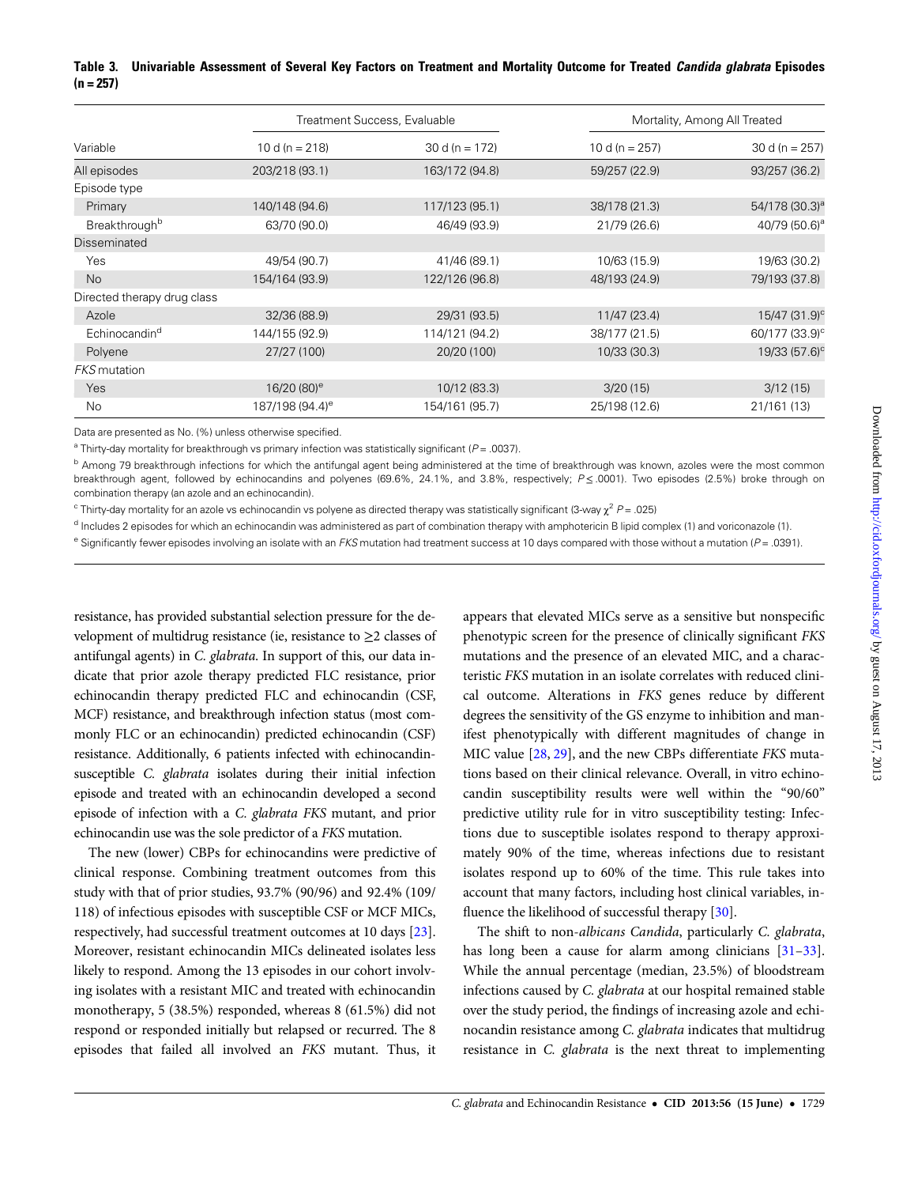**Table 3. Univariable Assessment of Several Key Factors on Treatment and Mortality Outcome for Treated *Candida glabrata* Episodes (n = 257)**

| Variable | Treatment Success, Evaluable | | Mortality, Among All Treated | |
|---|---|---|---|---|
| | 10 d (n = 218) | 30 d (n = 172) | 10 d (n = 257) | 30 d (n = 257) |
| All episodes | 203/218 (93.1) | 163/172 (94.8) | 59/257 (22.9) | 93/257 (36.2) |
| Episode type | | | | |
| Primary | 140/148 (94.6) | 117/123 (95.1) | 38/178 (21.3) | 54/178 (30.3)[a] |
| Breakthrough[b] | 63/70 (90.0) | 46/49 (93.9) | 21/79 (26.6) | 40/79 (50.6)[a] |
| Disseminated | | | | |
| Yes | 49/54 (90.7) | 41/46 (89.1) | 10/63 (15.9) | 19/63 (30.2) |
| No | 154/164 (93.9) | 122/126 (96.8) | 48/193 (24.9) | 79/193 (37.8) |
| Directed therapy drug class | | | | |
| Azole | 32/36 (88.9) | 29/31 (93.5) | 11/47 (23.4) | 15/47 (31.9)[c] |
| Echinocandin[d] | 144/155 (92.9) | 114/121 (94.2) | 38/177 (21.5) | 60/177 (33.9)[c] |
| Polyene | 27/27 (100) | 20/20 (100) | 10/33 (30.3) | 19/33 (57.6)[c] |
| *FKS* mutation | | | | |
| Yes | 16/20 (80)[e] | 10/12 (83.3) | 3/20 (15) | 3/12 (15) |
| No | 187/198 (94.4)[e] | 154/161 (95.7) | 25/198 (12.6) | 21/161 (13) |

Data are presented as No. (%) unless otherwise specified.

[a] Thirty-day mortality for breakthrough vs primary infection was statistically significant ($P = .0037$).

[b] Among 79 breakthrough infections for which the antifungal agent being administered at the time of breakthrough was known, azoles were the most common breakthrough agent, followed by echinocandins and polyenes (69.6%, 24.1%, and 3.8%, respectively; $P \leq .0001$). Two episodes (2.5%) broke through on combination therapy (an azole and an echinocandin).

[c] Thirty-day mortality for an azole vs echinocandin vs polyene as directed therapy was statistically significant (3-way $\chi^2$ $P = .025$)

[d] Includes 2 episodes for which an echinocandin was administered as part of combination therapy with amphotericin B lipid complex (1) and voriconazole (1).

[e] Significantly fewer episodes involving an isolate with an *FKS* mutation had treatment success at 10 days compared with those without a mutation ($P = .0391$).

resistance, has provided substantial selection pressure for the development of multidrug resistance (ie, resistance to ≥2 classes of antifungal agents) in *C. glabrata*. In support of this, our data indicate that prior azole therapy predicted FLC resistance, prior echinocandin therapy predicted FLC and echinocandin (CSF, MCF) resistance, and breakthrough infection status (most commonly FLC or an echinocandin) predicted echinocandin (CSF) resistance. Additionally, 6 patients infected with echinocandin-susceptible *C. glabrata* isolates during their initial infection episode and treated with an echinocandin developed a second episode of infection with a *C. glabrata FKS* mutant, and prior echinocandin use was the sole predictor of a *FKS* mutation.

The new (lower) CBPs for echinocandins were predictive of clinical response. Combining treatment outcomes from this study with that of prior studies, 93.7% (90/96) and 92.4% (109/118) of infectious episodes with susceptible CSF or MCF MICs, respectively, had successful treatment outcomes at 10 days [23]. Moreover, resistant echinocandin MICs delineated isolates less likely to respond. Among the 13 episodes in our cohort involving isolates with a resistant MIC and treated with echinocandin monotherapy, 5 (38.5%) responded, whereas 8 (61.5%) did not respond or responded initially but relapsed or recurred. The 8 episodes that failed all involved an *FKS* mutant. Thus, it appears that elevated MICs serve as a sensitive but nonspecific phenotypic screen for the presence of clinically significant *FKS* mutations and the presence of an elevated MIC, and a characteristic *FKS* mutation in an isolate correlates with reduced clinical outcome. Alterations in *FKS* genes reduce by different degrees the sensitivity of the GS enzyme to inhibition and manifest phenotypically with different magnitudes of change in MIC value [28, 29], and the new CBPs differentiate *FKS* mutations based on their clinical relevance. Overall, in vitro echinocandin susceptibility results were well within the "90/60" predictive utility rule for in vitro susceptibility testing: Infections due to susceptible isolates respond to therapy approximately 90% of the time, whereas infections due to resistant isolates respond up to 60% of the time. This rule takes into account that many factors, including host clinical variables, influence the likelihood of successful therapy [30].

The shift to non-*albicans Candida*, particularly *C. glabrata*, has long been a cause for alarm among clinicians [31–33]. While the annual percentage (median, 23.5%) of bloodstream infections caused by *C. glabrata* at our hospital remained stable over the study period, the findings of increasing azole and echinocandin resistance among *C. glabrata* indicates that multidrug resistance in *C. glabrata* is the next threat to implementing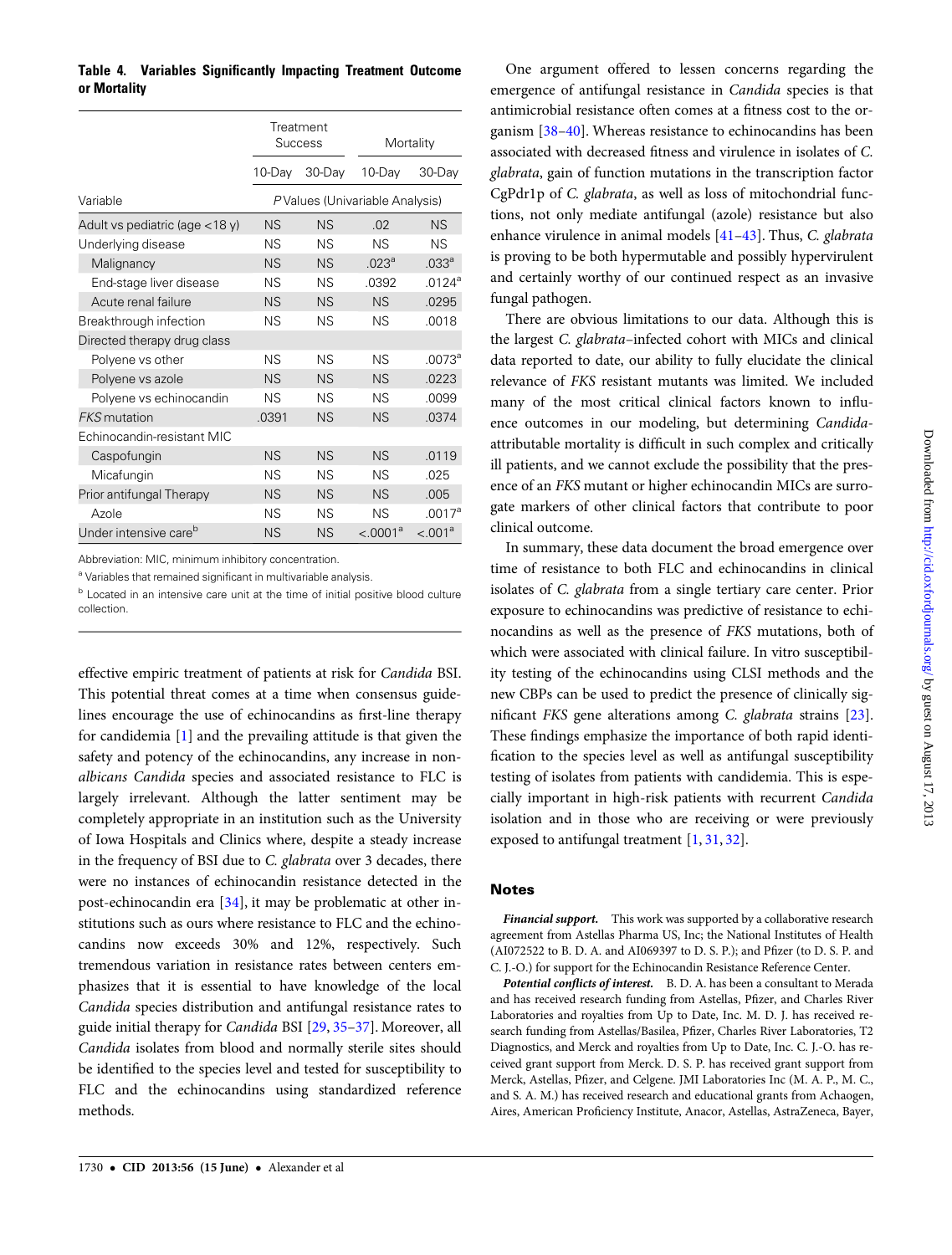**Table 4. Variables Significantly Impacting Treatment Outcome or Mortality**

| | Treatment Success | | Mortality | |
|---|---|---|---|---|
| | 10-Day | 30-Day | 10-Day | 30-Day |
| Variable | P Values (Univariable Analysis) | | | |
| Adult vs pediatric (age <18 y) | NS | NS | .02 | NS |
| Underlying disease | NS | NS | NS | NS |
| Malignancy | NS | NS | .023[a] | .033[a] |
| End-stage liver disease | NS | NS | .0392 | .0124[a] |
| Acute renal failure | NS | NS | NS | .0295 |
| Breakthrough infection | NS | NS | NS | .0018 |
| Directed therapy drug class | | | | |
| Polyene vs other | NS | NS | NS | .0073[a] |
| Polyene vs azole | NS | NS | NS | .0223 |
| Polyene vs echinocandin | NS | NS | NS | .0099 |
| *FKS* mutation | .0391 | NS | NS | .0374 |
| Echinocandin-resistant MIC | | | | |
| Caspofungin | NS | NS | NS | .0119 |
| Micafungin | NS | NS | NS | .025 |
| Prior antifungal Therapy | NS | NS | NS | .005 |
| Azole | NS | NS | NS | .0017[a] |
| Under intensive care[b] | NS | NS | <.0001[a] | <.001[a] |

Abbreviation: MIC, minimum inhibitory concentration.

[a] Variables that remained significant in multivariable analysis.

[b] Located in an intensive care unit at the time of initial positive blood culture collection.

effective empiric treatment of patients at risk for *Candida* BSI. This potential threat comes at a time when consensus guidelines encourage the use of echinocandins as first-line therapy for candidemia [1] and the prevailing attitude is that given the safety and potency of the echinocandins, any increase in non-*albicans Candida* species and associated resistance to FLC is largely irrelevant. Although the latter sentiment may be completely appropriate in an institution such as the University of Iowa Hospitals and Clinics where, despite a steady increase in the frequency of BSI due to *C. glabrata* over 3 decades, there were no instances of echinocandin resistance detected in the post-echinocandin era [34], it may be problematic at other institutions such as ours where resistance to FLC and the echinocandins now exceeds 30% and 12%, respectively. Such tremendous variation in resistance rates between centers emphasizes that it is essential to have knowledge of the local *Candida* species distribution and antifungal resistance rates to guide initial therapy for *Candida* BSI [29, 35–37]. Moreover, all *Candida* isolates from blood and normally sterile sites should be identified to the species level and tested for susceptibility to FLC and the echinocandins using standardized reference methods.

One argument offered to lessen concerns regarding the emergence of antifungal resistance in *Candida* species is that antimicrobial resistance often comes at a fitness cost to the organism [38–40]. Whereas resistance to echinocandins has been associated with decreased fitness and virulence in isolates of *C. glabrata*, gain of function mutations in the transcription factor CgPdr1p of *C. glabrata*, as well as loss of mitochondrial functions, not only mediate antifungal (azole) resistance but also enhance virulence in animal models [41–43]. Thus, *C. glabrata* is proving to be both hypermutable and possibly hypervirulent and certainly worthy of our continued respect as an invasive fungal pathogen.

There are obvious limitations to our data. Although this is the largest *C. glabrata*–infected cohort with MICs and clinical data reported to date, our ability to fully elucidate the clinical relevance of *FKS* resistant mutants was limited. We included many of the most critical clinical factors known to influence outcomes in our modeling, but determining *Candida*-attributable mortality is difficult in such complex and critically ill patients, and we cannot exclude the possibility that the presence of an *FKS* mutant or higher echinocandin MICs are surrogate markers of other clinical factors that contribute to poor clinical outcome.

In summary, these data document the broad emergence over time of resistance to both FLC and echinocandins in clinical isolates of *C. glabrata* from a single tertiary care center. Prior exposure to echinocandins was predictive of resistance to echinocandins as well as the presence of *FKS* mutations, both of which were associated with clinical failure. In vitro susceptibility testing of the echinocandins using CLSI methods and the new CBPs can be used to predict the presence of clinically significant *FKS* gene alterations among *C. glabrata* strains [23]. These findings emphasize the importance of both rapid identification to the species level as well as antifungal susceptibility testing of isolates from patients with candidemia. This is especially important in high-risk patients with recurrent *Candida* isolation and in those who are receiving or were previously exposed to antifungal treatment [1, 31, 32].

## Notes

***Financial support.*** This work was supported by a collaborative research agreement from Astellas Pharma US, Inc; the National Institutes of Health (AI072522 to B. D. A. and AI069397 to D. S. P.); and Pfizer (to D. S. P. and C. J.-O.) for support for the Echinocandin Resistance Reference Center.

***Potential conflicts of interest.*** B. D. A. has been a consultant to Merada and has received research funding from Astellas, Pfizer, and Charles River Laboratories and royalties from Up to Date, Inc. M. D. J. has received research funding from Astellas/Basilea, Pfizer, Charles River Laboratories, T2 Diagnostics, and Merck and royalties from Up to Date, Inc. C. J.-O. has received grant support from Merck. D. S. P. has received grant support from Merck, Astellas, Pfizer, and Celgene. JMI Laboratories Inc (M. A. P., M. C., and S. A. M.) has received research and educational grants from Achaogen, Aires, American Proficiency Institute, Anacor, Astellas, AstraZeneca, Bayer,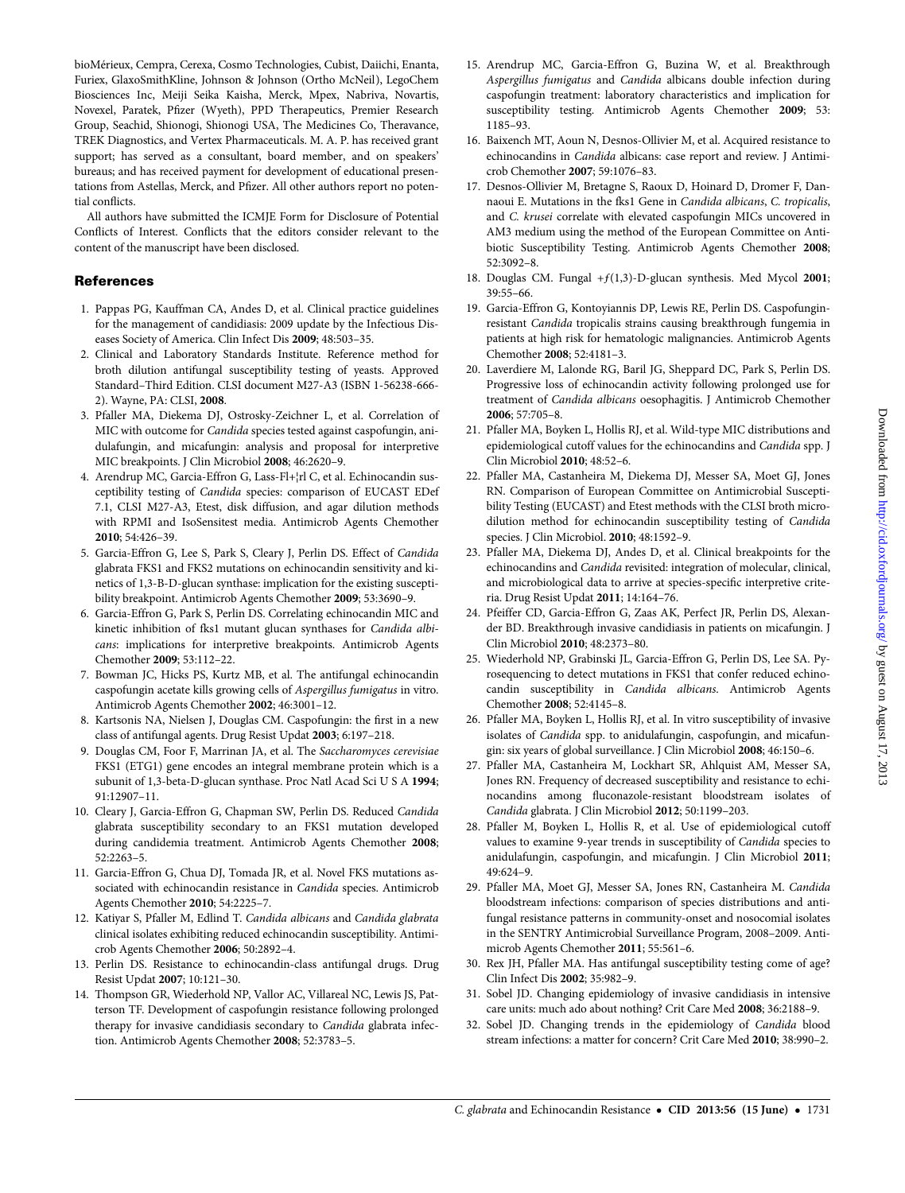bioMérieux, Cempra, Cerexa, Cosmo Technologies, Cubist, Daiichi, Enanta, Furiex, GlaxoSmithKline, Johnson & Johnson (Ortho McNeil), LegoChem Biosciences Inc, Meiji Seika Kaisha, Merck, Mpex, Nabriva, Novartis, Novexel, Paratek, Pfizer (Wyeth), PPD Therapeutics, Premier Research Group, Seachid, Shionogi, Shionogi USA, The Medicines Co, Theravance, TREK Diagnostics, and Vertex Pharmaceuticals. M. A. P. has received grant support; has served as a consultant, board member, and on speakers' bureaus; and has received payment for development of educational presentations from Astellas, Merck, and Pfizer. All other authors report no potential conflicts.

All authors have submitted the ICMJE Form for Disclosure of Potential Conflicts of Interest. Conflicts that the editors consider relevant to the content of the manuscript have been disclosed.

## References

1. Pappas PG, Kauffman CA, Andes D, et al. Clinical practice guidelines for the management of candidiasis: 2009 update by the Infectious Diseases Society of America. Clin Infect Dis **2009**; 48:503–35.
2. Clinical and Laboratory Standards Institute. Reference method for broth dilution antifungal susceptibility testing of yeasts. Approved Standard–Third Edition. CLSI document M27-A3 (ISBN 1-56238-666-2). Wayne, PA: CLSI, **2008**.
3. Pfaller MA, Diekema DJ, Ostrosky-Zeichner L, et al. Correlation of MIC with outcome for *Candida* species tested against caspofungin, anidulafungin, and micafungin: analysis and proposal for interpretive MIC breakpoints. J Clin Microbiol **2008**; 46:2620–9.
4. Arendrup MC, Garcia-Effron G, Lass-Fl+¦rl C, et al. Echinocandin susceptibility testing of *Candida* species: comparison of EUCAST EDef 7.1, CLSI M27-A3, Etest, disk diffusion, and agar dilution methods with RPMI and IsoSensitest media. Antimicrob Agents Chemother **2010**; 54:426–39.
5. Garcia-Effron G, Lee S, Park S, Cleary J, Perlin DS. Effect of *Candida* glabrata FKS1 and FKS2 mutations on echinocandin sensitivity and kinetics of 1,3-B-D-glucan synthase: implication for the existing susceptibility breakpoint. Antimicrob Agents Chemother **2009**; 53:3690–9.
6. Garcia-Effron G, Park S, Perlin DS. Correlating echinocandin MIC and kinetic inhibition of fks1 mutant glucan synthases for *Candida albicans*: implications for interpretive breakpoints. Antimicrob Agents Chemother **2009**; 53:112–22.
7. Bowman JC, Hicks PS, Kurtz MB, et al. The antifungal echinocandin caspofungin acetate kills growing cells of *Aspergillus fumigatus* in vitro. Antimicrob Agents Chemother **2002**; 46:3001–12.
8. Kartsonis NA, Nielsen J, Douglas CM. Caspofungin: the first in a new class of antifungal agents. Drug Resist Updat **2003**; 6:197–218.
9. Douglas CM, Foor F, Marrinan JA, et al. The *Saccharomyces cerevisiae* FKS1 (ETG1) gene encodes an integral membrane protein which is a subunit of 1,3-beta-D-glucan synthase. Proc Natl Acad Sci U S A **1994**; 91:12907–11.
10. Cleary J, Garcia-Effron G, Chapman SW, Perlin DS. Reduced *Candida* glabrata susceptibility secondary to an FKS1 mutation developed during candidemia treatment. Antimicrob Agents Chemother **2008**; 52:2263–5.
11. Garcia-Effron G, Chua DJ, Tomada JR, et al. Novel FKS mutations associated with echinocandin resistance in *Candida* species. Antimicrob Agents Chemother **2010**; 54:2225–7.
12. Katiyar S, Pfaller M, Edlind T. *Candida albicans* and *Candida glabrata* clinical isolates exhibiting reduced echinocandin susceptibility. Antimicrob Agents Chemother **2006**; 50:2892–4.
13. Perlin DS. Resistance to echinocandin-class antifungal drugs. Drug Resist Updat **2007**; 10:121–30.
14. Thompson GR, Wiederhold NP, Vallor AC, Villareal NC, Lewis JS, Patterson TF. Development of caspofungin resistance following prolonged therapy for invasive candidiasis secondary to *Candida* glabrata infection. Antimicrob Agents Chemother **2008**; 52:3783–5.
15. Arendrup MC, Garcia-Effron G, Buzina W, et al. Breakthrough *Aspergillus fumigatus* and *Candida* albicans double infection during caspofungin treatment: laboratory characteristics and implication for susceptibility testing. Antimicrob Agents Chemother **2009**; 53: 1185–93.
16. Baixench MT, Aoun N, Desnos-Ollivier M, et al. Acquired resistance to echinocandins in *Candida* albicans: case report and review. J Antimicrob Chemother **2007**; 59:1076–83.
17. Desnos-Ollivier M, Bretagne S, Raoux D, Hoinard D, Dromer F, Dannaoui E. Mutations in the fks1 Gene in *Candida albicans*, *C. tropicalis*, and *C. krusei* correlate with elevated caspofungin MICs uncovered in AM3 medium using the method of the European Committee on Antibiotic Susceptibility Testing. Antimicrob Agents Chemother **2008**; 52:3092–8.
18. Douglas CM. Fungal +*f*(1,3)-D-glucan synthesis. Med Mycol **2001**; 39:55–66.
19. Garcia-Effron G, Kontoyiannis DP, Lewis RE, Perlin DS. Caspofungin-resistant *Candida* tropicalis strains causing breakthrough fungemia in patients at high risk for hematologic malignancies. Antimicrob Agents Chemother **2008**; 52:4181–3.
20. Laverdiere M, Lalonde RG, Baril JG, Sheppard DC, Park S, Perlin DS. Progressive loss of echinocandin activity following prolonged use for treatment of *Candida albicans* oesophagitis. J Antimicrob Chemother **2006**; 57:705–8.
21. Pfaller MA, Boyken L, Hollis RJ, et al. Wild-type MIC distributions and epidemiological cutoff values for the echinocandins and *Candida* spp. J Clin Microbiol **2010**; 48:52–6.
22. Pfaller MA, Castanheira M, Diekema DJ, Messer SA, Moet GJ, Jones RN. Comparison of European Committee on Antimicrobial Susceptibility Testing (EUCAST) and Etest methods with the CLSI broth microdilution method for echinocandin susceptibility testing of *Candida* species. J Clin Microbiol. **2010**; 48:1592–9.
23. Pfaller MA, Diekema DJ, Andes D, et al. Clinical breakpoints for the echinocandins and *Candida* revisited: integration of molecular, clinical, and microbiological data to arrive at species-specific interpretive criteria. Drug Resist Updat **2011**; 14:164–76.
24. Pfeiffer CD, Garcia-Effron G, Zaas AK, Perfect JR, Perlin DS, Alexander BD. Breakthrough invasive candidiasis in patients on micafungin. J Clin Microbiol **2010**; 48:2373–80.
25. Wiederhold NP, Grabinski JL, Garcia-Effron G, Perlin DS, Lee SA. Pyrosequencing to detect mutations in FKS1 that confer reduced echinocandin susceptibility in *Candida albicans*. Antimicrob Agents Chemother **2008**; 52:4145–8.
26. Pfaller MA, Boyken L, Hollis RJ, et al. In vitro susceptibility of invasive isolates of *Candida* spp. to anidulafungin, caspofungin, and micafungin: six years of global surveillance. J Clin Microbiol **2008**; 46:150–6.
27. Pfaller MA, Castanheira M, Lockhart SR, Ahlquist AM, Messer SA, Jones RN. Frequency of decreased susceptibility and resistance to echinocandins among fluconazole-resistant bloodstream isolates of *Candida* glabrata. J Clin Microbiol **2012**; 50:1199–203.
28. Pfaller M, Boyken L, Hollis R, et al. Use of epidemiological cutoff values to examine 9-year trends in susceptibility of *Candida* species to anidulafungin, caspofungin, and micafungin. J Clin Microbiol **2011**; 49:624–9.
29. Pfaller MA, Moet GJ, Messer SA, Jones RN, Castanheira M. *Candida* bloodstream infections: comparison of species distributions and antifungal resistance patterns in community-onset and nosocomial isolates in the SENTRY Antimicrobial Surveillance Program, 2008–2009. Antimicrob Agents Chemother **2011**; 55:561–6.
30. Rex JH, Pfaller MA. Has antifungal susceptibility testing come of age? Clin Infect Dis **2002**; 35:982–9.
31. Sobel JD. Changing epidemiology of invasive candidiasis in intensive care units: much ado about nothing? Crit Care Med **2008**; 36:2188–9.
32. Sobel JD. Changing trends in the epidemiology of *Candida* blood stream infections: a matter for concern? Crit Care Med **2010**; 38:990–2.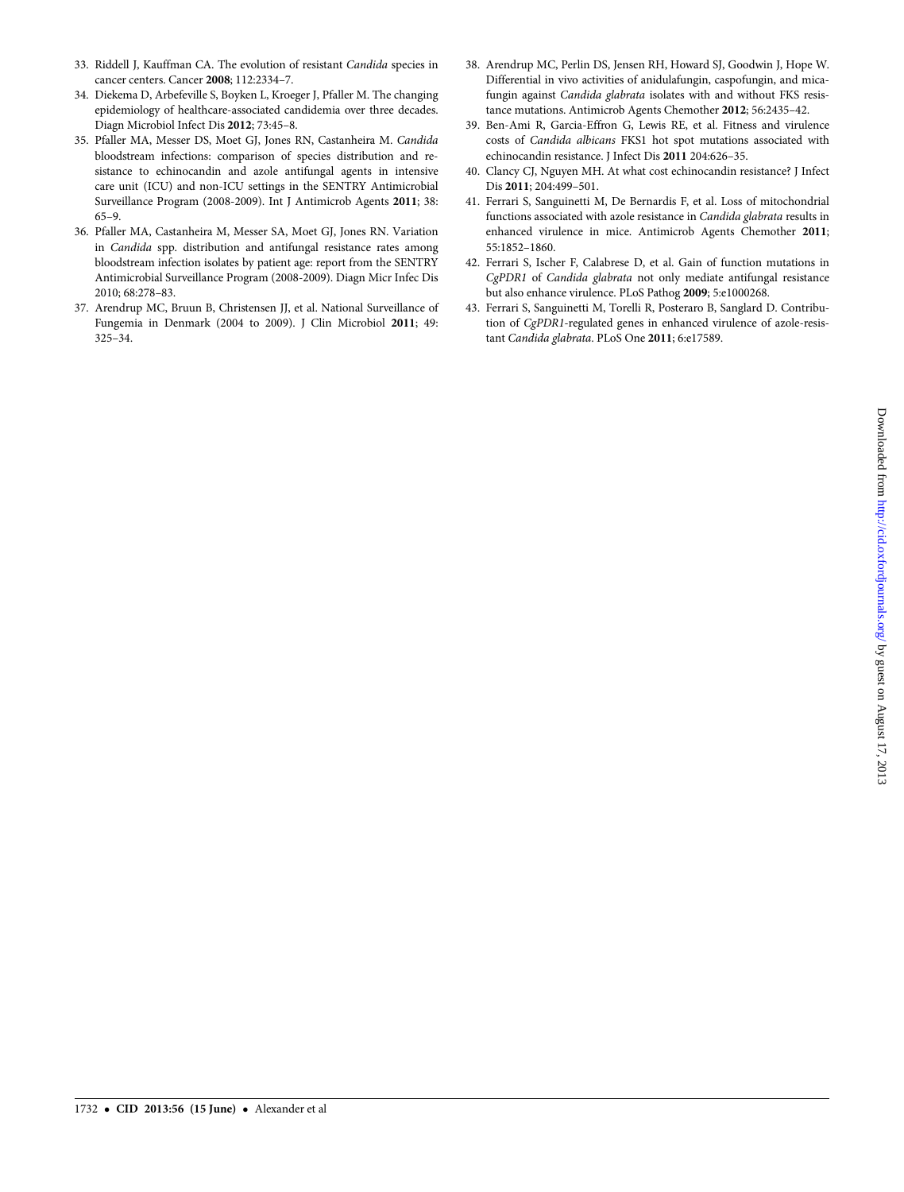33. Riddell J, Kauffman CA. The evolution of resistant *Candida* species in cancer centers. Cancer **2008**; 112:2334–7.
34. Diekema D, Arbefeville S, Boyken L, Kroeger J, Pfaller M. The changing epidemiology of healthcare-associated candidemia over three decades. Diagn Microbiol Infect Dis **2012**; 73:45–8.
35. Pfaller MA, Messer DS, Moet GJ, Jones RN, Castanheira M. *Candida* bloodstream infections: comparison of species distribution and resistance to echinocandin and azole antifungal agents in intensive care unit (ICU) and non-ICU settings in the SENTRY Antimicrobial Surveillance Program (2008-2009). Int J Antimicrob Agents **2011**; 38: 65–9.
36. Pfaller MA, Castanheira M, Messer SA, Moet GJ, Jones RN. Variation in *Candida* spp. distribution and antifungal resistance rates among bloodstream infection isolates by patient age: report from the SENTRY Antimicrobial Surveillance Program (2008-2009). Diagn Micr Infec Dis 2010; 68:278–83.
37. Arendrup MC, Bruun B, Christensen JJ, et al. National Surveillance of Fungemia in Denmark (2004 to 2009). J Clin Microbiol **2011**; 49: 325–34.
38. Arendrup MC, Perlin DS, Jensen RH, Howard SJ, Goodwin J, Hope W. Differential in vivo activities of anidulafungin, caspofungin, and micafungin against *Candida glabrata* isolates with and without FKS resistance mutations. Antimicrob Agents Chemother **2012**; 56:2435–42.
39. Ben-Ami R, Garcia-Effron G, Lewis RE, et al. Fitness and virulence costs of *Candida albicans* FKS1 hot spot mutations associated with echinocandin resistance. J Infect Dis **2011** 204:626–35.
40. Clancy CJ, Nguyen MH. At what cost echinocandin resistance? J Infect Dis **2011**; 204:499–501.
41. Ferrari S, Sanguinetti M, De Bernardis F, et al. Loss of mitochondrial functions associated with azole resistance in *Candida glabrata* results in enhanced virulence in mice. Antimicrob Agents Chemother **2011**; 55:1852–1860.
42. Ferrari S, Ischer F, Calabrese D, et al. Gain of function mutations in *CgPDR1* of *Candida glabrata* not only mediate antifungal resistance but also enhance virulence. PLoS Pathog **2009**; 5:e1000268.
43. Ferrari S, Sanguinetti M, Torelli R, Posteraro B, Sanglard D. Contribution of *CgPDR1*-regulated genes in enhanced virulence of azole-resistant *Candida glabrata*. PLoS One **2011**; 6:e17589.